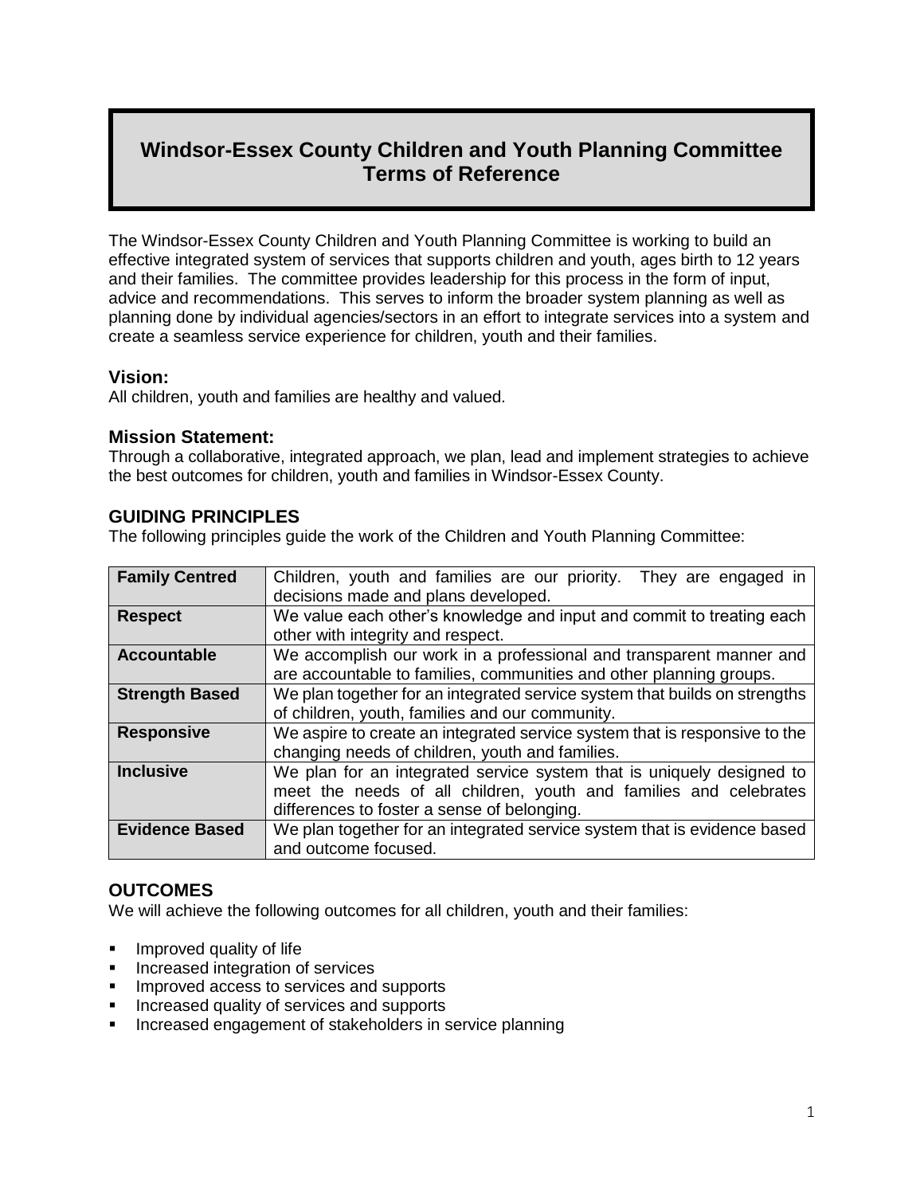# Windsor-Essex County Children and Youth Planning Committee Terms of Reference

The Windsor-Essex County Children and Youth Planning Committee is working to build an effective integrated system of services that supports children and youth, ages birth to 12 years and their families. The committee provides leadership for this process in the form of input, advice and recommendations. This serves to inform the broader system planning as well as planning done by individual agencies/sectors in an effort to integrate services into a system and create a seamless service experience for children, youth and their families.

### Vision:

All children, youth and families are healthy and valued.

### Mission Statement:

Through a collaborative, integrated approach, we plan, lead and implement strategies to achieve the best outcomes for children, youth and families in Windsor-Essex County.

## GUIDING PRINCIPLES

The following principles guide the work of the Children and Youth Planning Committee:

| | |
|---|---|
| **Family Centred** | Children, youth and families are our priority. They are engaged in decisions made and plans developed. |
| **Respect** | We value each other's knowledge and input and commit to treating each other with integrity and respect. |
| **Accountable** | We accomplish our work in a professional and transparent manner and are accountable to families, communities and other planning groups. |
| **Strength Based** | We plan together for an integrated service system that builds on strengths of children, youth, families and our community. |
| **Responsive** | We aspire to create an integrated service system that is responsive to the changing needs of children, youth and families. |
| **Inclusive** | We plan for an integrated service system that is uniquely designed to meet the needs of all children, youth and families and celebrates differences to foster a sense of belonging. |
| **Evidence Based** | We plan together for an integrated service system that is evidence based and outcome focused. |

## OUTCOMES

We will achieve the following outcomes for all children, youth and their families:

- Improved quality of life
- Increased integration of services
- Improved access to services and supports
- Increased quality of services and supports
- Increased engagement of stakeholders in service planning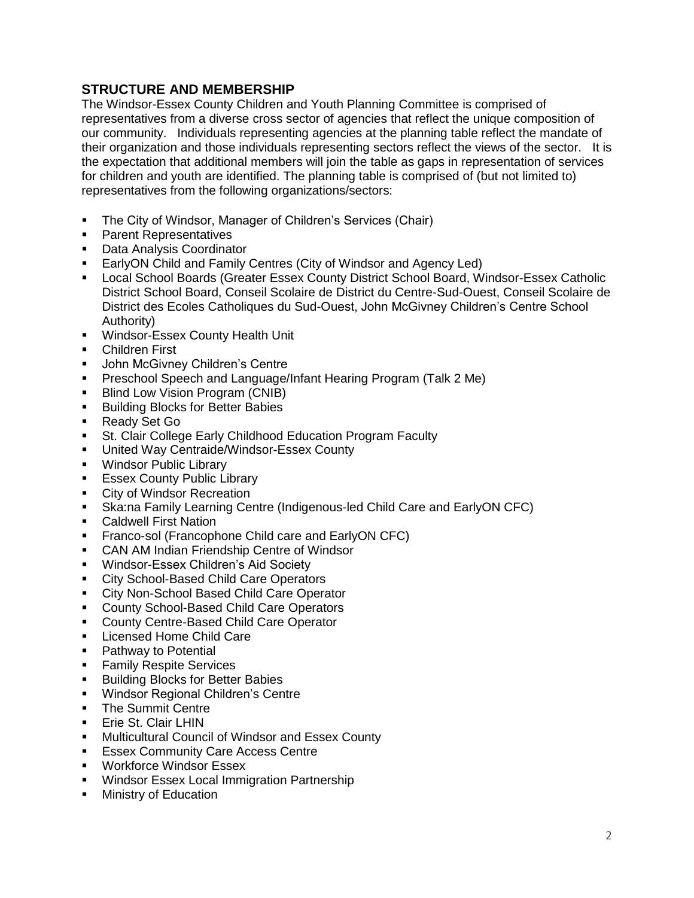## STRUCTURE AND MEMBERSHIP

The Windsor-Essex County Children and Youth Planning Committee is comprised of representatives from a diverse cross sector of agencies that reflect the unique composition of our community. Individuals representing agencies at the planning table reflect the mandate of their organization and those individuals representing sectors reflect the views of the sector. It is the expectation that additional members will join the table as gaps in representation of services for children and youth are identified. The planning table is comprised of (but not limited to) representatives from the following organizations/sectors:

- The City of Windsor, Manager of Children's Services (Chair)
- Parent Representatives
- Data Analysis Coordinator
- EarlyON Child and Family Centres (City of Windsor and Agency Led)
- Local School Boards (Greater Essex County District School Board, Windsor-Essex Catholic District School Board, Conseil Scolaire de District du Centre-Sud-Ouest, Conseil Scolaire de District des Ecoles Catholiques du Sud-Ouest, John McGivney Children's Centre School Authority)
- Windsor-Essex County Health Unit
- Children First
- John McGivney Children's Centre
- Preschool Speech and Language/Infant Hearing Program (Talk 2 Me)
- Blind Low Vision Program (CNIB)
- Building Blocks for Better Babies
- Ready Set Go
- St. Clair College Early Childhood Education Program Faculty
- United Way Centraide/Windsor-Essex County
- Windsor Public Library
- Essex County Public Library
- City of Windsor Recreation
- Ska:na Family Learning Centre (Indigenous-led Child Care and EarlyON CFC)
- Caldwell First Nation
- Franco-sol (Francophone Child care and EarlyON CFC)
- CAN AM Indian Friendship Centre of Windsor
- Windsor-Essex Children's Aid Society
- City School-Based Child Care Operators
- City Non-School Based Child Care Operator
- County School-Based Child Care Operators
- County Centre-Based Child Care Operator
- Licensed Home Child Care
- Pathway to Potential
- Family Respite Services
- Building Blocks for Better Babies
- Windsor Regional Children's Centre
- The Summit Centre
- Erie St. Clair LHIN
- Multicultural Council of Windsor and Essex County
- Essex Community Care Access Centre
- Workforce Windsor Essex
- Windsor Essex Local Immigration Partnership
- Ministry of Education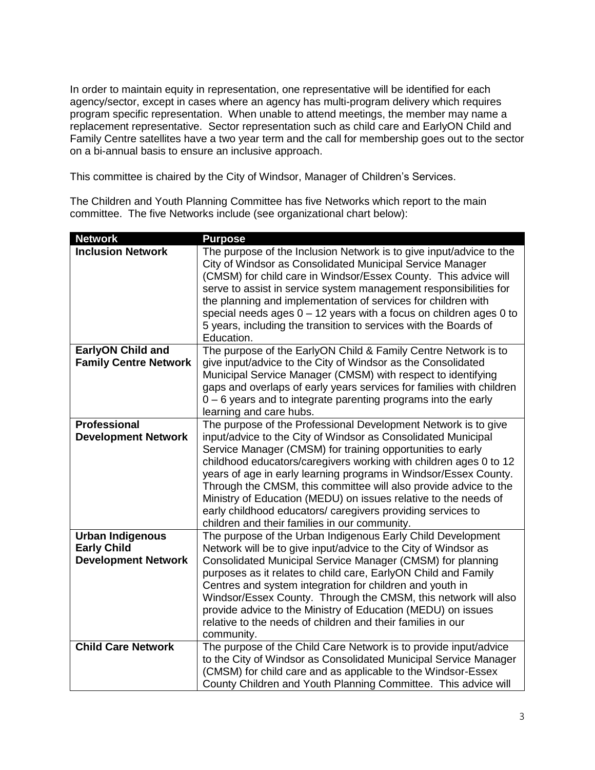In order to maintain equity in representation, one representative will be identified for each agency/sector, except in cases where an agency has multi-program delivery which requires program specific representation. When unable to attend meetings, the member may name a replacement representative. Sector representation such as child care and EarlyON Child and Family Centre satellites have a two year term and the call for membership goes out to the sector on a bi-annual basis to ensure an inclusive approach.

This committee is chaired by the City of Windsor, Manager of Children's Services.

The Children and Youth Planning Committee has five Networks which report to the main committee. The five Networks include (see organizational chart below):

| Network | Purpose |
| --- | --- |
| **Inclusion Network** | The purpose of the Inclusion Network is to give input/advice to the City of Windsor as Consolidated Municipal Service Manager (CMSM) for child care in Windsor/Essex County. This advice will serve to assist in service system management responsibilities for the planning and implementation of services for children with special needs ages 0 – 12 years with a focus on children ages 0 to 5 years, including the transition to services with the Boards of Education. |
| **EarlyON Child and Family Centre Network** | The purpose of the EarlyON Child & Family Centre Network is to give input/advice to the City of Windsor as the Consolidated Municipal Service Manager (CMSM) with respect to identifying gaps and overlaps of early years services for families with children 0 – 6 years and to integrate parenting programs into the early learning and care hubs. |
| **Professional Development Network** | The purpose of the Professional Development Network is to give input/advice to the City of Windsor as Consolidated Municipal Service Manager (CMSM) for training opportunities to early childhood educators/caregivers working with children ages 0 to 12 years of age in early learning programs in Windsor/Essex County. Through the CMSM, this committee will also provide advice to the Ministry of Education (MEDU) on issues relative to the needs of early childhood educators/ caregivers providing services to children and their families in our community. |
| **Urban Indigenous Early Child Development Network** | The purpose of the Urban Indigenous Early Child Development Network will be to give input/advice to the City of Windsor as Consolidated Municipal Service Manager (CMSM) for planning purposes as it relates to child care, EarlyON Child and Family Centres and system integration for children and youth in Windsor/Essex County. Through the CMSM, this network will also provide advice to the Ministry of Education (MEDU) on issues relative to the needs of children and their families in our community. |
| **Child Care Network** | The purpose of the Child Care Network is to provide input/advice to the City of Windsor as Consolidated Municipal Service Manager (CMSM) for child care and as applicable to the Windsor-Essex County Children and Youth Planning Committee. This advice will |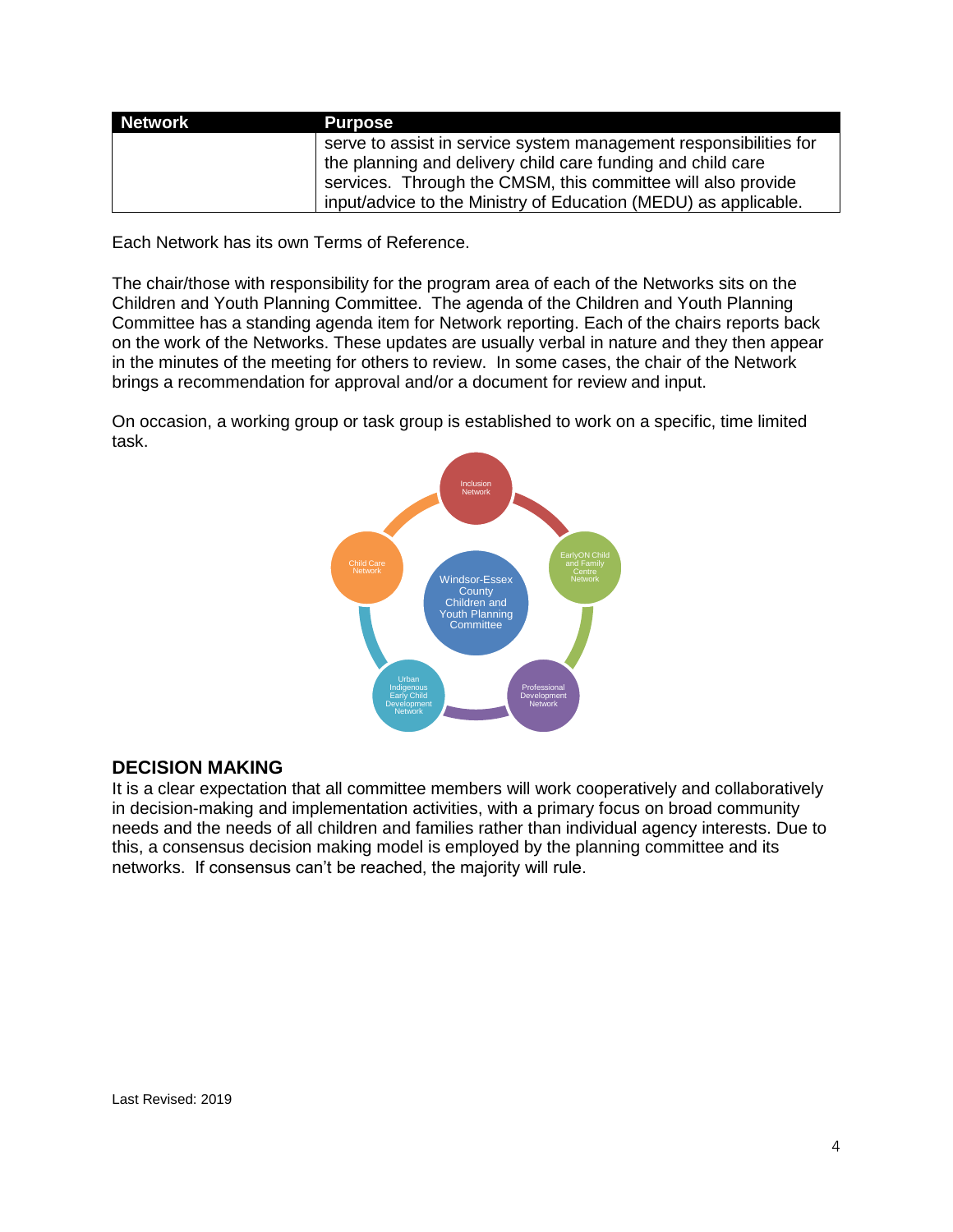| Network | Purpose |
| --- | --- |
| | serve to assist in service system management responsibilities for the planning and delivery child care funding and child care services. Through the CMSM, this committee will also provide input/advice to the Ministry of Education (MEDU) as applicable. |

Each Network has its own Terms of Reference.

The chair/those with responsibility for the program area of each of the Networks sits on the Children and Youth Planning Committee. The agenda of the Children and Youth Planning Committee has a standing agenda item for Network reporting. Each of the chairs reports back on the work of the Networks. These updates are usually verbal in nature and they then appear in the minutes of the meeting for others to review. In some cases, the chair of the Network brings a recommendation for approval and/or a document for review and input.

On occasion, a working group or task group is established to work on a specific, time limited task.

Inclusion Network

EarlyON Child and Family Centre Network

Professional Development Network

Urban Indigenous Early Child Development Network

Child Care Network

Windsor-Essex County Children and Youth Planning Committee

## DECISION MAKING

It is a clear expectation that all committee members will work cooperatively and collaboratively in decision-making and implementation activities, with a primary focus on broad community needs and the needs of all children and families rather than individual agency interests. Due to this, a consensus decision making model is employed by the planning committee and its networks. If consensus can't be reached, the majority will rule.

Last Revised: 2019